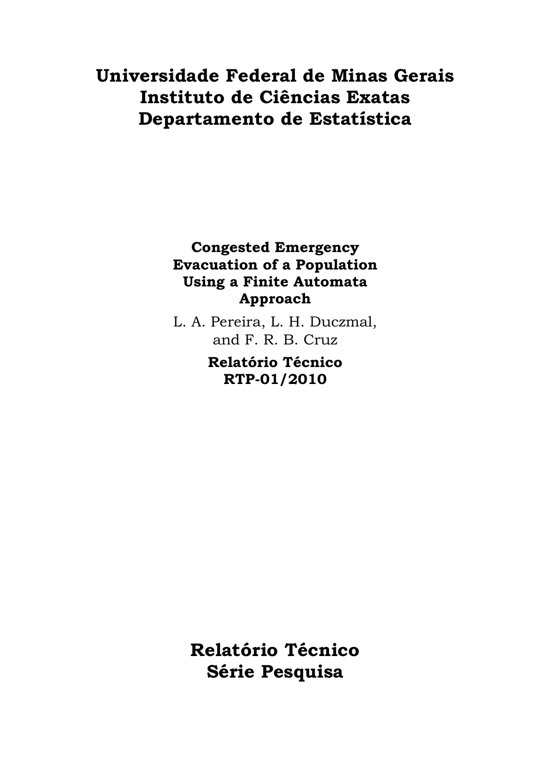# Universidade Federal de Minas Gerais
# Instituto de Ciências Exatas
# Departamento de Estatística

**Congested Emergency Evacuation of a Population Using a Finite Automata Approach**

L. A. Pereira, L. H. Duczmal, and F. R. B. Cruz

**Relatório Técnico RTP-01/2010**

## Relatório Técnico Série Pesquisa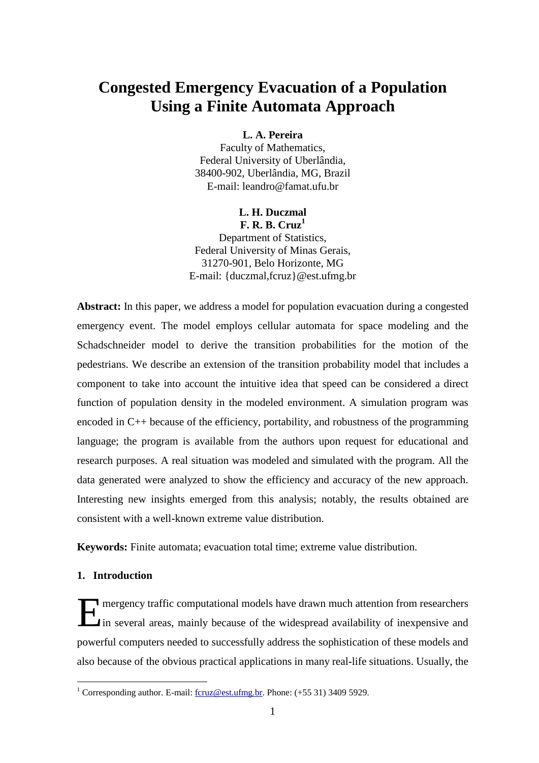# Congested Emergency Evacuation of a Population Using a Finite Automata Approach

**L. A. Pereira**
Faculty of Mathematics,
Federal University of Uberlândia,
38400-902, Uberlândia, MG, Brazil
E-mail: leandro@famat.ufu.br

**L. H. Duczmal**
**F. R. B. Cruz**[1]
Department of Statistics,
Federal University of Minas Gerais,
31270-901, Belo Horizonte, MG
E-mail: {duczmal,fcruz}@est.ufmg.br

**Abstract:** In this paper, we address a model for population evacuation during a congested emergency event. The model employs cellular automata for space modeling and the Schadschneider model to derive the transition probabilities for the motion of the pedestrians. We describe an extension of the transition probability model that includes a component to take into account the intuitive idea that speed can be considered a direct function of population density in the modeled environment. A simulation program was encoded in C++ because of the efficiency, portability, and robustness of the programming language; the program is available from the authors upon request for educational and research purposes. A real situation was modeled and simulated with the program. All the data generated were analyzed to show the efficiency and accuracy of the new approach. Interesting new insights emerged from this analysis; notably, the results obtained are consistent with a well-known extreme value distribution.

**Keywords:** Finite automata; evacuation total time; extreme value distribution.

## 1. Introduction

Emergency traffic computational models have drawn much attention from researchers in several areas, mainly because of the widespread availability of inexpensive and powerful computers needed to successfully address the sophistication of these models and also because of the obvious practical applications in many real-life situations. Usually, the

[1] Corresponding author. E-mail: fcruz@est.ufmg.br. Phone: (+55 31) 3409 5929.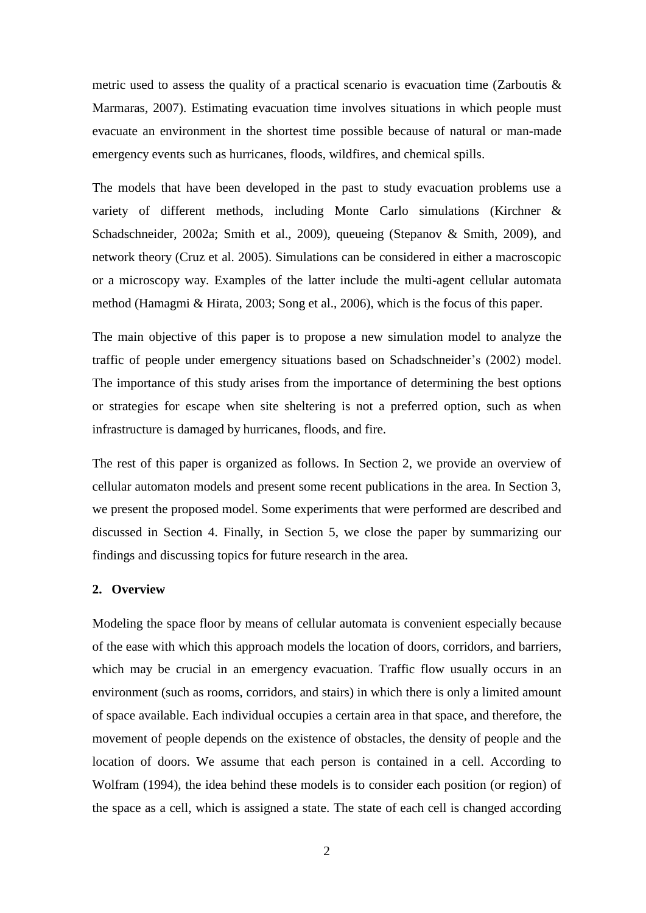metric used to assess the quality of a practical scenario is evacuation time (Zarboutis & Marmaras, 2007). Estimating evacuation time involves situations in which people must evacuate an environment in the shortest time possible because of natural or man-made emergency events such as hurricanes, floods, wildfires, and chemical spills.

The models that have been developed in the past to study evacuation problems use a variety of different methods, including Monte Carlo simulations (Kirchner & Schadschneider, 2002a; Smith et al., 2009), queueing (Stepanov & Smith, 2009), and network theory (Cruz et al. 2005). Simulations can be considered in either a macroscopic or a microscopy way. Examples of the latter include the multi-agent cellular automata method (Hamagmi & Hirata, 2003; Song et al., 2006), which is the focus of this paper.

The main objective of this paper is to propose a new simulation model to analyze the traffic of people under emergency situations based on Schadschneider's (2002) model. The importance of this study arises from the importance of determining the best options or strategies for escape when site sheltering is not a preferred option, such as when infrastructure is damaged by hurricanes, floods, and fire.

The rest of this paper is organized as follows. In Section 2, we provide an overview of cellular automaton models and present some recent publications in the area. In Section 3, we present the proposed model. Some experiments that were performed are described and discussed in Section 4. Finally, in Section 5, we close the paper by summarizing our findings and discussing topics for future research in the area.

## 2. Overview

Modeling the space floor by means of cellular automata is convenient especially because of the ease with which this approach models the location of doors, corridors, and barriers, which may be crucial in an emergency evacuation. Traffic flow usually occurs in an environment (such as rooms, corridors, and stairs) in which there is only a limited amount of space available. Each individual occupies a certain area in that space, and therefore, the movement of people depends on the existence of obstacles, the density of people and the location of doors. We assume that each person is contained in a cell. According to Wolfram (1994), the idea behind these models is to consider each position (or region) of the space as a cell, which is assigned a state. The state of each cell is changed according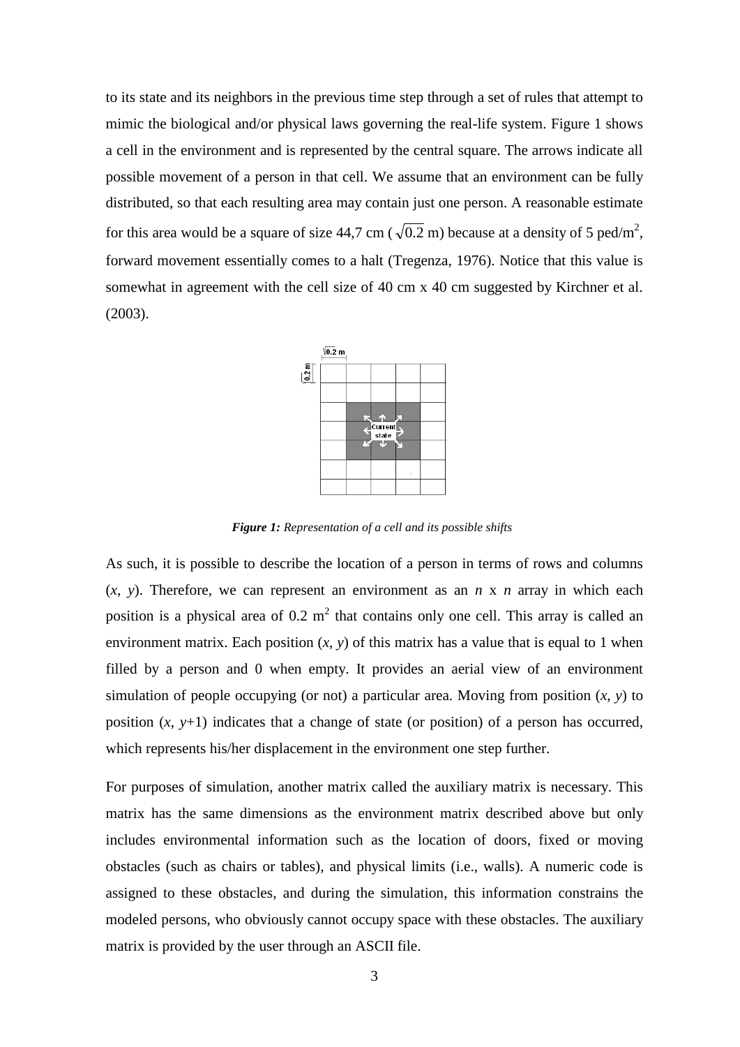to its state and its neighbors in the previous time step through a set of rules that attempt to mimic the biological and/or physical laws governing the real-life system. Figure 1 shows a cell in the environment and is represented by the central square. The arrows indicate all possible movement of a person in that cell. We assume that an environment can be fully distributed, so that each resulting area may contain just one person. A reasonable estimate for this area would be a square of size 44,7 cm ($\sqrt{0.2}$ m) because at a density of 5 ped/m$^2$, forward movement essentially comes to a halt (Tregenza, 1976). Notice that this value is somewhat in agreement with the cell size of 40 cm x 40 cm suggested by Kirchner et al. (2003).

***Figure 1:*** *Representation of a cell and its possible shifts*

As such, it is possible to describe the location of a person in terms of rows and columns ($x$, $y$). Therefore, we can represent an environment as an $n$ x $n$ array in which each position is a physical area of 0.2 m$^2$ that contains only one cell. This array is called an environment matrix. Each position ($x$, $y$) of this matrix has a value that is equal to 1 when filled by a person and 0 when empty. It provides an aerial view of an environment simulation of people occupying (or not) a particular area. Moving from position ($x$, $y$) to position ($x$, $y$+1) indicates that a change of state (or position) of a person has occurred, which represents his/her displacement in the environment one step further.

For purposes of simulation, another matrix called the auxiliary matrix is necessary. This matrix has the same dimensions as the environment matrix described above but only includes environmental information such as the location of doors, fixed or moving obstacles (such as chairs or tables), and physical limits (i.e., walls). A numeric code is assigned to these obstacles, and during the simulation, this information constrains the modeled persons, who obviously cannot occupy space with these obstacles. The auxiliary matrix is provided by the user through an ASCII file.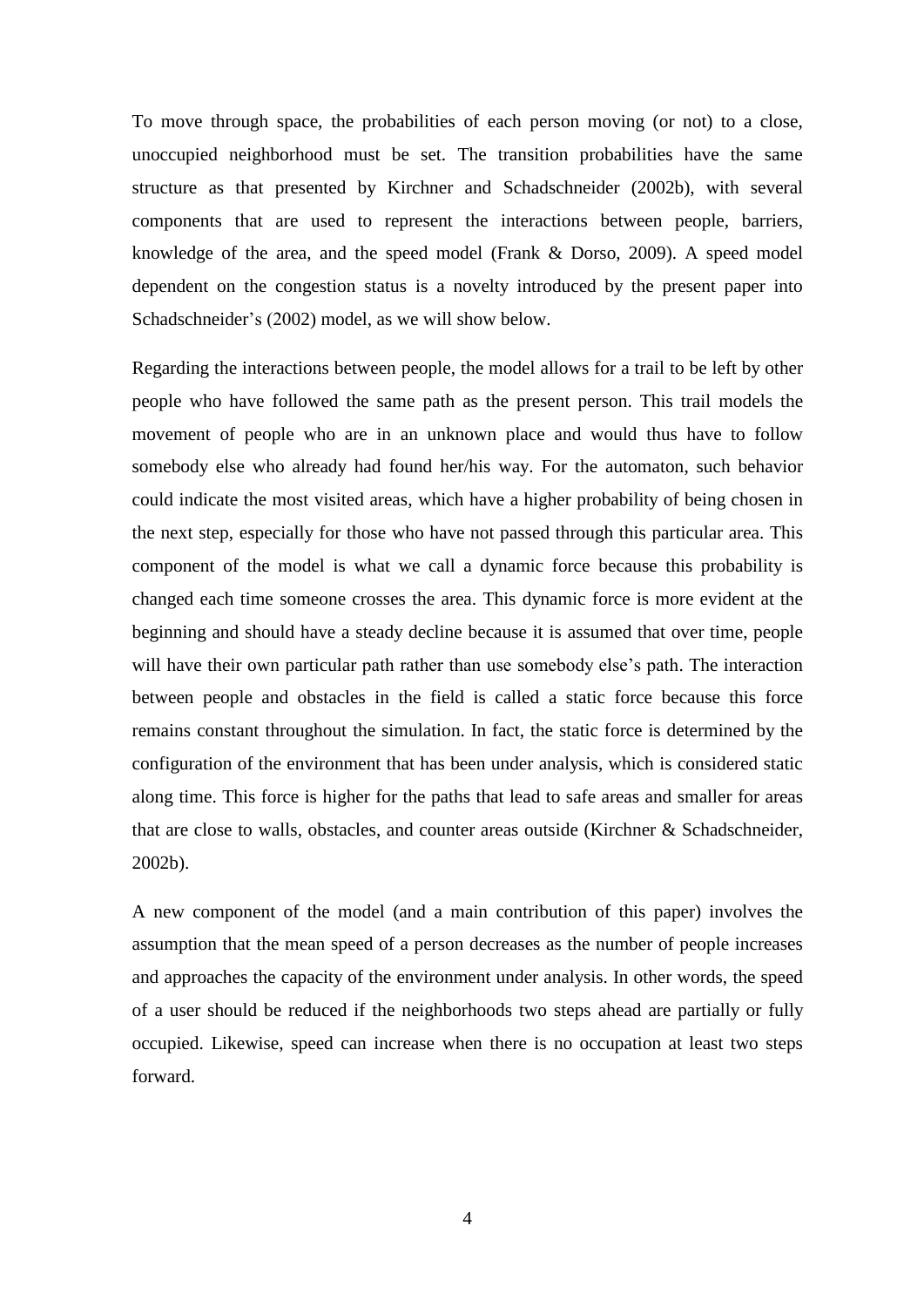To move through space, the probabilities of each person moving (or not) to a close, unoccupied neighborhood must be set. The transition probabilities have the same structure as that presented by Kirchner and Schadschneider (2002b), with several components that are used to represent the interactions between people, barriers, knowledge of the area, and the speed model (Frank & Dorso, 2009). A speed model dependent on the congestion status is a novelty introduced by the present paper into Schadschneider's (2002) model, as we will show below.

Regarding the interactions between people, the model allows for a trail to be left by other people who have followed the same path as the present person. This trail models the movement of people who are in an unknown place and would thus have to follow somebody else who already had found her/his way. For the automaton, such behavior could indicate the most visited areas, which have a higher probability of being chosen in the next step, especially for those who have not passed through this particular area. This component of the model is what we call a dynamic force because this probability is changed each time someone crosses the area. This dynamic force is more evident at the beginning and should have a steady decline because it is assumed that over time, people will have their own particular path rather than use somebody else's path. The interaction between people and obstacles in the field is called a static force because this force remains constant throughout the simulation. In fact, the static force is determined by the configuration of the environment that has been under analysis, which is considered static along time. This force is higher for the paths that lead to safe areas and smaller for areas that are close to walls, obstacles, and counter areas outside (Kirchner & Schadschneider, 2002b).

A new component of the model (and a main contribution of this paper) involves the assumption that the mean speed of a person decreases as the number of people increases and approaches the capacity of the environment under analysis. In other words, the speed of a user should be reduced if the neighborhoods two steps ahead are partially or fully occupied. Likewise, speed can increase when there is no occupation at least two steps forward.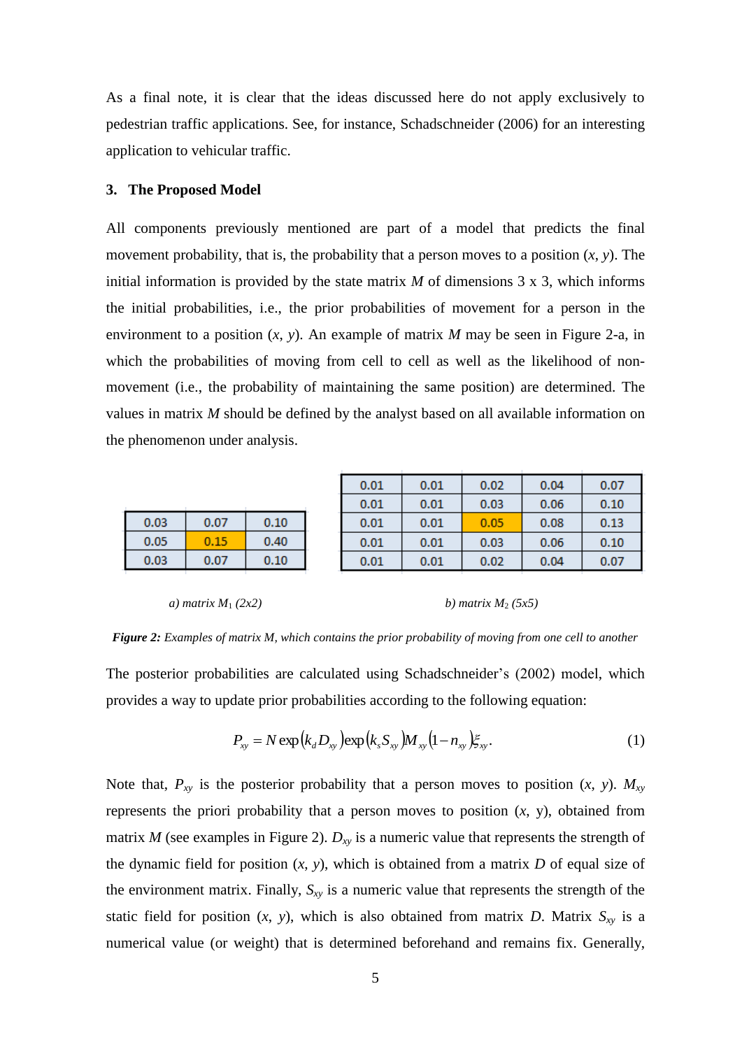As a final note, it is clear that the ideas discussed here do not apply exclusively to pedestrian traffic applications. See, for instance, Schadschneider (2006) for an interesting application to vehicular traffic.

### 3. The Proposed Model

All components previously mentioned are part of a model that predicts the final movement probability, that is, the probability that a person moves to a position (*x*, *y*). The initial information is provided by the state matrix *M* of dimensions 3 x 3, which informs the initial probabilities, i.e., the prior probabilities of movement for a person in the environment to a position (*x*, *y*). An example of matrix *M* may be seen in Figure 2-a, in which the probabilities of moving from cell to cell as well as the likelihood of non-movement (i.e., the probability of maintaining the same position) are determined. The values in matrix *M* should be defined by the analyst based on all available information on the phenomenon under analysis.

| 0.03 | 0.07 | 0.10 |
|---|---|---|
| 0.05 | 0.15 | 0.40 |
| 0.03 | 0.07 | 0.10 |

*a) matrix $M_1$ (2x2)*

| 0.01 | 0.01 | 0.02 | 0.04 | 0.07 |
|---|---|---|---|---|
| 0.01 | 0.01 | 0.03 | 0.06 | 0.10 |
| 0.01 | 0.01 | 0.05 | 0.08 | 0.13 |
| 0.01 | 0.01 | 0.03 | 0.06 | 0.10 |
| 0.01 | 0.01 | 0.02 | 0.04 | 0.07 |

*b) matrix $M_2$ (5x5)*

***Figure 2:*** *Examples of matrix M, which contains the prior probability of moving from one cell to another*

The posterior probabilities are calculated using Schadschneider's (2002) model, which provides a way to update prior probabilities according to the following equation:

$$P_{xy} = N \exp(k_d D_{xy}) \exp(k_s S_{xy}) M_{xy} (1 - n_{xy}) \xi_{xy}. \tag{1}$$

Note that, $P_{xy}$ is the posterior probability that a person moves to position (*x*, *y*). $M_{xy}$ represents the priori probability that a person moves to position (*x*, y), obtained from matrix *M* (see examples in Figure 2). $D_{xy}$ is a numeric value that represents the strength of the dynamic field for position (*x*, *y*), which is obtained from a matrix *D* of equal size of the environment matrix. Finally, $S_{xy}$ is a numeric value that represents the strength of the static field for position (*x*, *y*), which is also obtained from matrix *D*. Matrix $S_{xy}$ is a numerical value (or weight) that is determined beforehand and remains fix. Generally,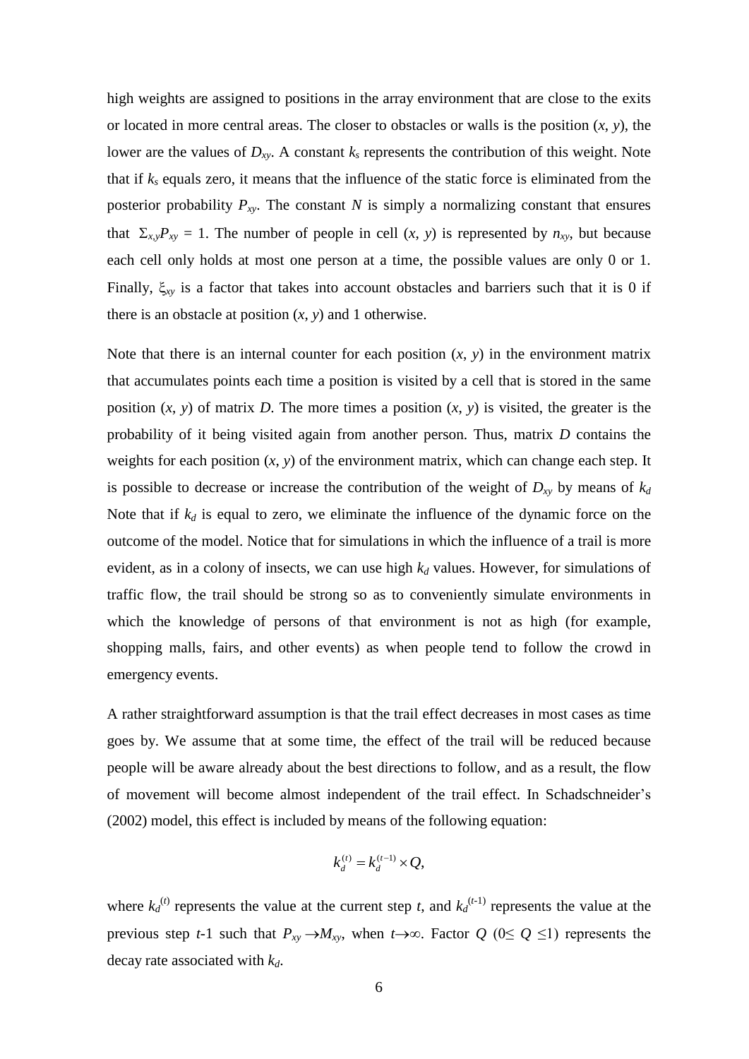high weights are assigned to positions in the array environment that are close to the exits or located in more central areas. The closer to obstacles or walls is the position ($x$, $y$), the lower are the values of $D_{xy}$. A constant $k_s$ represents the contribution of this weight. Note that if $k_s$ equals zero, it means that the influence of the static force is eliminated from the posterior probability $P_{xy}$. The constant $N$ is simply a normalizing constant that ensures that $\Sigma_{x,y}P_{xy} = 1$. The number of people in cell ($x$, $y$) is represented by $n_{xy}$, but because each cell only holds at most one person at a time, the possible values are only 0 or 1. Finally, $\xi_{xy}$ is a factor that takes into account obstacles and barriers such that it is 0 if there is an obstacle at position ($x$, $y$) and 1 otherwise.

Note that there is an internal counter for each position ($x$, $y$) in the environment matrix that accumulates points each time a position is visited by a cell that is stored in the same position ($x$, $y$) of matrix $D$. The more times a position ($x$, $y$) is visited, the greater is the probability of it being visited again from another person. Thus, matrix $D$ contains the weights for each position ($x$, $y$) of the environment matrix, which can change each step. It is possible to decrease or increase the contribution of the weight of $D_{xy}$ by means of $k_d$ Note that if $k_d$ is equal to zero, we eliminate the influence of the dynamic force on the outcome of the model. Notice that for simulations in which the influence of a trail is more evident, as in a colony of insects, we can use high $k_d$ values. However, for simulations of traffic flow, the trail should be strong so as to conveniently simulate environments in which the knowledge of persons of that environment is not as high (for example, shopping malls, fairs, and other events) as when people tend to follow the crowd in emergency events.

A rather straightforward assumption is that the trail effect decreases in most cases as time goes by. We assume that at some time, the effect of the trail will be reduced because people will be aware already about the best directions to follow, and as a result, the flow of movement will become almost independent of the trail effect. In Schadschneider's (2002) model, this effect is included by means of the following equation:

$$k_d^{(t)} = k_d^{(t-1)} \times Q,$$

where $k_d^{(t)}$ represents the value at the current step $t$, and $k_d^{(t-1)}$ represents the value at the previous step $t$-1 such that $P_{xy} \to M_{xy}$, when $t \to \infty$. Factor $Q$ ($0 \leq Q \leq 1$) represents the decay rate associated with $k_d$.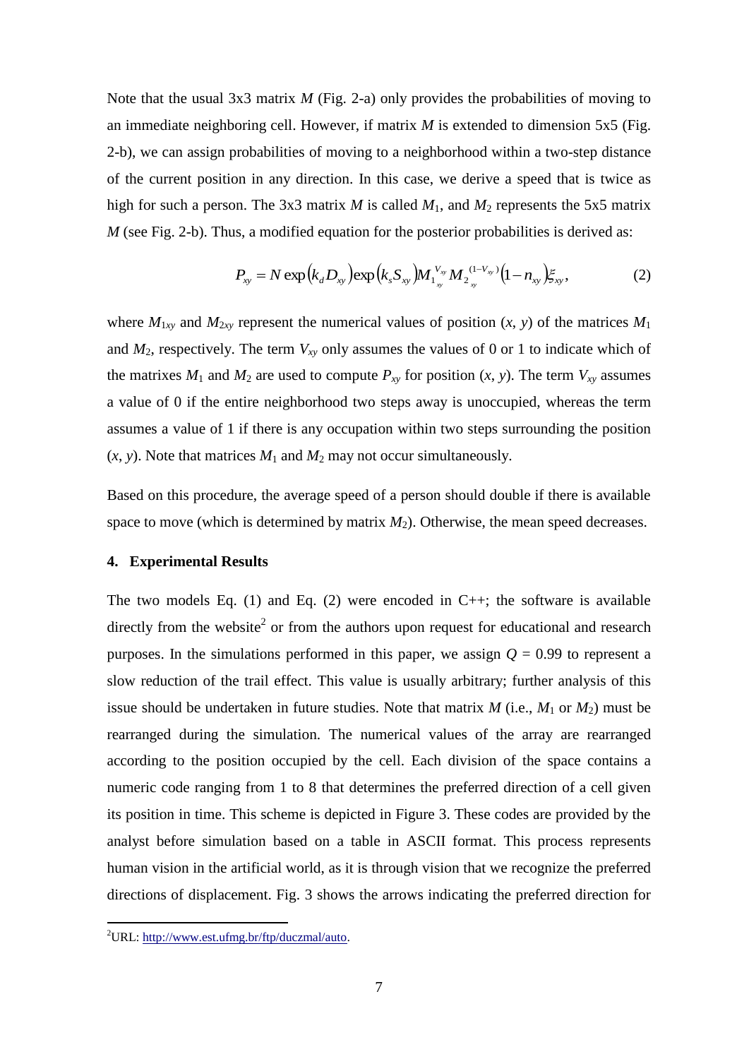Note that the usual 3x3 matrix $M$ (Fig. 2-a) only provides the probabilities of moving to an immediate neighboring cell. However, if matrix $M$ is extended to dimension 5x5 (Fig. 2-b), we can assign probabilities of moving to a neighborhood within a two-step distance of the current position in any direction. In this case, we derive a speed that is twice as high for such a person. The 3x3 matrix $M$ is called $M_1$, and $M_2$ represents the 5x5 matrix $M$ (see Fig. 2-b). Thus, a modified equation for the posterior probabilities is derived as:

$$P_{xy} = N \exp\left(k_d D_{xy}\right) \exp\left(k_s S_{xy}\right) M_{1_{xy}}^{V_{xy}} M_{2_{xy}}^{(1-V_{xy})} \left(1 - n_{xy}\right) \xi_{xy}, \tag{2}$$

where $M_{1xy}$ and $M_{2xy}$ represent the numerical values of position $(x, y)$ of the matrices $M_1$ and $M_2$, respectively. The term $V_{xy}$ only assumes the values of 0 or 1 to indicate which of the matrixes $M_1$ and $M_2$ are used to compute $P_{xy}$ for position $(x, y)$. The term $V_{xy}$ assumes a value of 0 if the entire neighborhood two steps away is unoccupied, whereas the term assumes a value of 1 if there is any occupation within two steps surrounding the position $(x, y)$. Note that matrices $M_1$ and $M_2$ may not occur simultaneously.

Based on this procedure, the average speed of a person should double if there is available space to move (which is determined by matrix $M_2$). Otherwise, the mean speed decreases.

## 4. Experimental Results

The two models Eq. (1) and Eq. (2) were encoded in C++; the software is available directly from the website[2] or from the authors upon request for educational and research purposes. In the simulations performed in this paper, we assign $Q = 0.99$ to represent a slow reduction of the trail effect. This value is usually arbitrary; further analysis of this issue should be undertaken in future studies. Note that matrix $M$ (i.e., $M_1$ or $M_2$) must be rearranged during the simulation. The numerical values of the array are rearranged according to the position occupied by the cell. Each division of the space contains a numeric code ranging from 1 to 8 that determines the preferred direction of a cell given its position in time. This scheme is depicted in Figure 3. These codes are provided by the analyst before simulation based on a table in ASCII format. This process represents human vision in the artificial world, as it is through vision that we recognize the preferred directions of displacement. Fig. 3 shows the arrows indicating the preferred direction for

[2] URL: http://www.est.ufmg.br/ftp/duczmal/auto.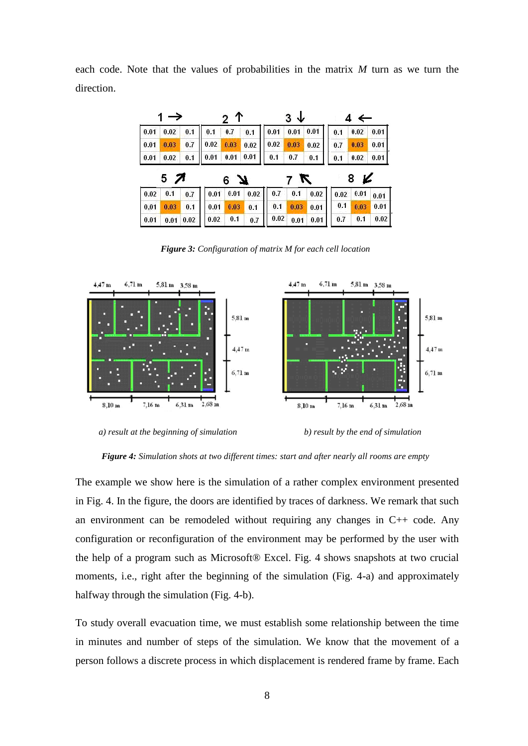each code. Note that the values of probabilities in the matrix *M* turn as we turn the direction.

**1 →**

| | | |
|---|---|---|
| 0.01 | 0.02 | 0.1 |
| 0.01 | 0.03 | 0.7 |
| 0.01 | 0.02 | 0.1 |

**2 ↑**

| | | |
|---|---|---|
| 0.1 | 0.7 | 0.1 |
| 0.02 | 0.03 | 0.02 |
| 0.01 | 0.01 | 0.01 |

**3 ↓**

| | | |
|---|---|---|
| 0.01 | 0.01 | 0.01 |
| 0.02 | 0.03 | 0.02 |
| 0.1 | 0.7 | 0.1 |

**4 ←**

| | | |
|---|---|---|
| 0.1 | 0.02 | 0.01 |
| 0.7 | 0.03 | 0.01 |
| 0.1 | 0.02 | 0.01 |

**5 ↗**

| | | |
|---|---|---|
| 0.02 | 0.1 | 0.7 |
| 0.01 | 0.03 | 0.1 |
| 0.01 | 0.01 | 0.02 |

**6 ↘**

| | | |
|---|---|---|
| 0.01 | 0.01 | 0.02 |
| 0.01 | 0.03 | 0.1 |
| 0.02 | 0.1 | 0.7 |

**7 ↖**

| | | |
|---|---|---|
| 0.7 | 0.1 | 0.02 |
| 0.1 | 0.03 | 0.01 |
| 0.02 | 0.01 | 0.01 |

**8 ↙**

| | | |
|---|---|---|
| 0.02 | 0.01 | 0.01 |
| 0.1 | 0.03 | 0.01 |
| 0.7 | 0.1 | 0.02 |

***Figure 3:*** *Configuration of matrix M for each cell location*

*a) result at the beginning of simulation*

*b) result by the end of simulation*

***Figure 4:*** *Simulation shots at two different times: start and after nearly all rooms are empty*

The example we show here is the simulation of a rather complex environment presented in Fig. 4. In the figure, the doors are identified by traces of darkness. We remark that such an environment can be remodeled without requiring any changes in C++ code. Any configuration or reconfiguration of the environment may be performed by the user with the help of a program such as Microsoft® Excel. Fig. 4 shows snapshots at two crucial moments, i.e., right after the beginning of the simulation (Fig. 4-a) and approximately halfway through the simulation (Fig. 4-b).

To study overall evacuation time, we must establish some relationship between the time in minutes and number of steps of the simulation. We know that the movement of a person follows a discrete process in which displacement is rendered frame by frame. Each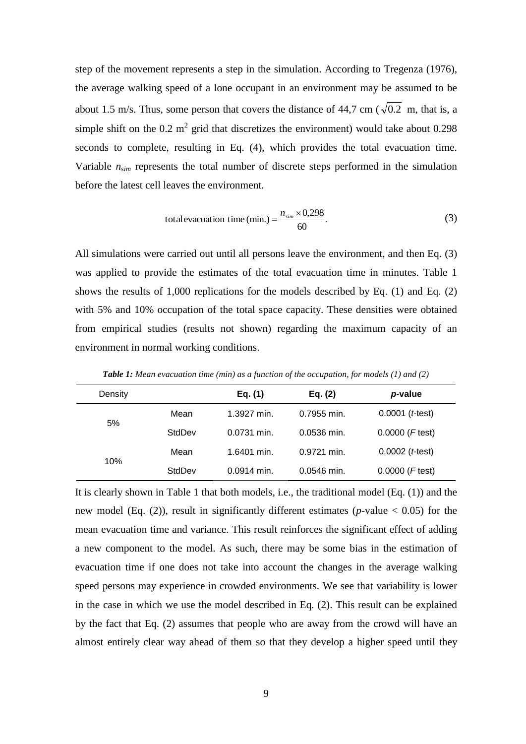step of the movement represents a step in the simulation. According to Tregenza (1976), the average walking speed of a lone occupant in an environment may be assumed to be about 1.5 m/s. Thus, some person that covers the distance of 44,7 cm ($\sqrt{0.2}$ m, that is, a simple shift on the 0.2 m$^2$ grid that discretizes the environment) would take about 0.298 seconds to complete, resulting in Eq. (4), which provides the total evacuation time. Variable $n_{sim}$ represents the total number of discrete steps performed in the simulation before the latest cell leaves the environment.

$$\text{total evacuation time (min.)} = \frac{n_{sim} \times 0{,}298}{60}. \tag{3}$$

All simulations were carried out until all persons leave the environment, and then Eq. (3) was applied to provide the estimates of the total evacuation time in minutes. Table 1 shows the results of 1,000 replications for the models described by Eq. (1) and Eq. (2) with 5% and 10% occupation of the total space capacity. These densities were obtained from empirical studies (results not shown) regarding the maximum capacity of an environment in normal working conditions.

***Table 1:*** *Mean evacuation time (min) as a function of the occupation, for models (1) and (2)*

| Density | | **Eq. (1)** | **Eq. (2)** | ***p*-value** |
|---|---|---|---|---|
| 5% | Mean | 1.3927 min. | 0.7955 min. | 0.0001 (*t*-test) |
| | StdDev | 0.0731 min. | 0.0536 min. | 0.0000 (*F* test) |
| 10% | Mean | 1.6401 min. | 0.9721 min. | 0.0002 (*t*-test) |
| | StdDev | 0.0914 min. | 0.0546 min. | 0.0000 (*F* test) |

It is clearly shown in Table 1 that both models, i.e., the traditional model (Eq. (1)) and the new model (Eq. (2)), result in significantly different estimates ($p$-value $< 0.05$) for the mean evacuation time and variance. This result reinforces the significant effect of adding a new component to the model. As such, there may be some bias in the estimation of evacuation time if one does not take into account the changes in the average walking speed persons may experience in crowded environments. We see that variability is lower in the case in which we use the model described in Eq. (2). This result can be explained by the fact that Eq. (2) assumes that people who are away from the crowd will have an almost entirely clear way ahead of them so that they develop a higher speed until they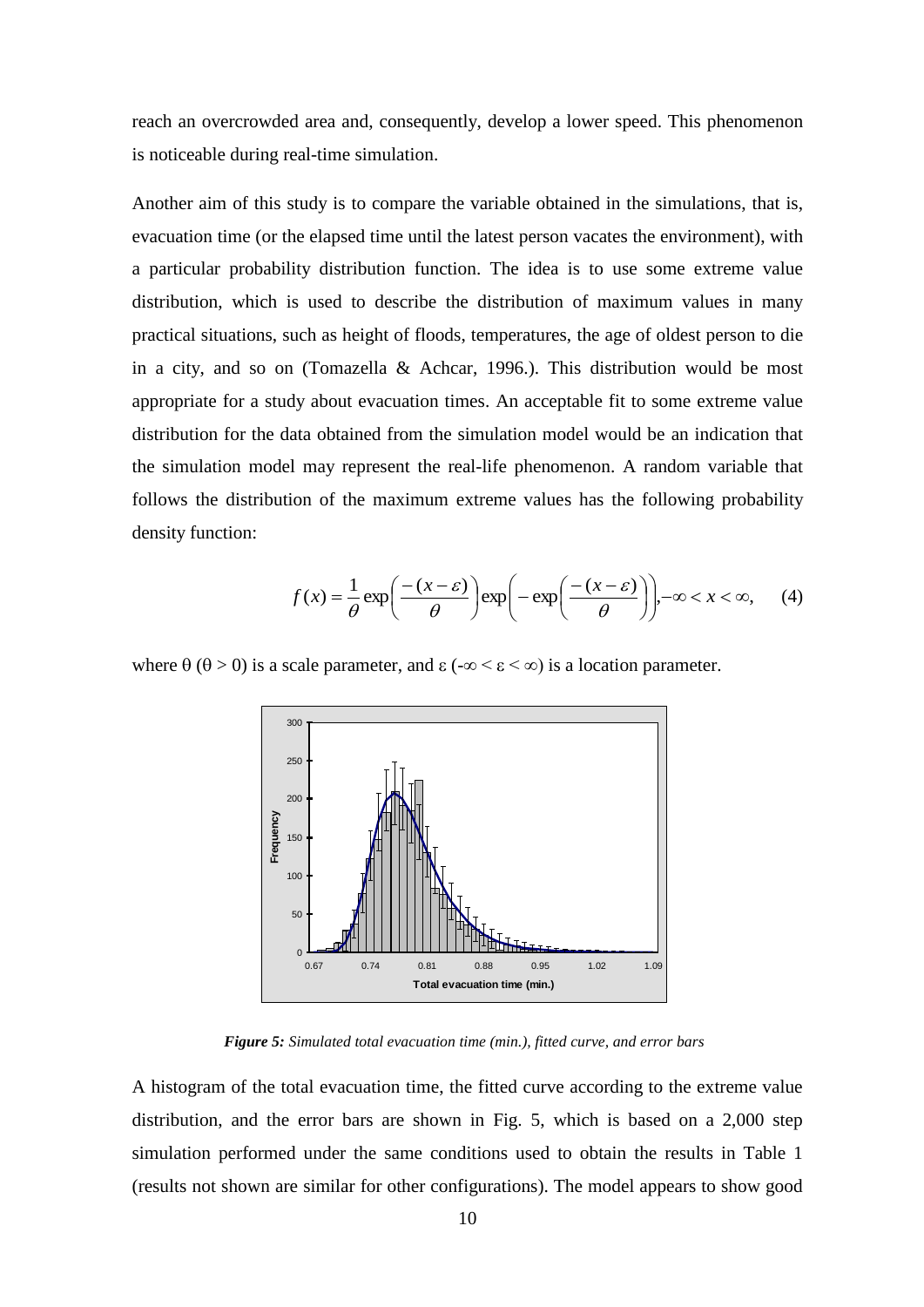reach an overcrowded area and, consequently, develop a lower speed. This phenomenon is noticeable during real-time simulation.

Another aim of this study is to compare the variable obtained in the simulations, that is, evacuation time (or the elapsed time until the latest person vacates the environment), with a particular probability distribution function. The idea is to use some extreme value distribution, which is used to describe the distribution of maximum values in many practical situations, such as height of floods, temperatures, the age of oldest person to die in a city, and so on (Tomazella & Achcar, 1996.). This distribution would be most appropriate for a study about evacuation times. An acceptable fit to some extreme value distribution for the data obtained from the simulation model would be an indication that the simulation model may represent the real-life phenomenon. A random variable that follows the distribution of the maximum extreme values has the following probability density function:

$$f(x) = \frac{1}{\theta}\exp\left(\frac{-(x-\varepsilon)}{\theta}\right)\exp\left(-\exp\left(\frac{-(x-\varepsilon)}{\theta}\right)\right), -\infty < x < \infty, \quad (4)$$

where $\theta$ ($\theta > 0$) is a scale parameter, and $\varepsilon$ ($-\infty < \varepsilon < \infty$) is a location parameter.

***Figure 5:*** *Simulated total evacuation time (min.), fitted curve, and error bars*

A histogram of the total evacuation time, the fitted curve according to the extreme value distribution, and the error bars are shown in Fig. 5, which is based on a 2,000 step simulation performed under the same conditions used to obtain the results in Table 1 (results not shown are similar for other configurations). The model appears to show good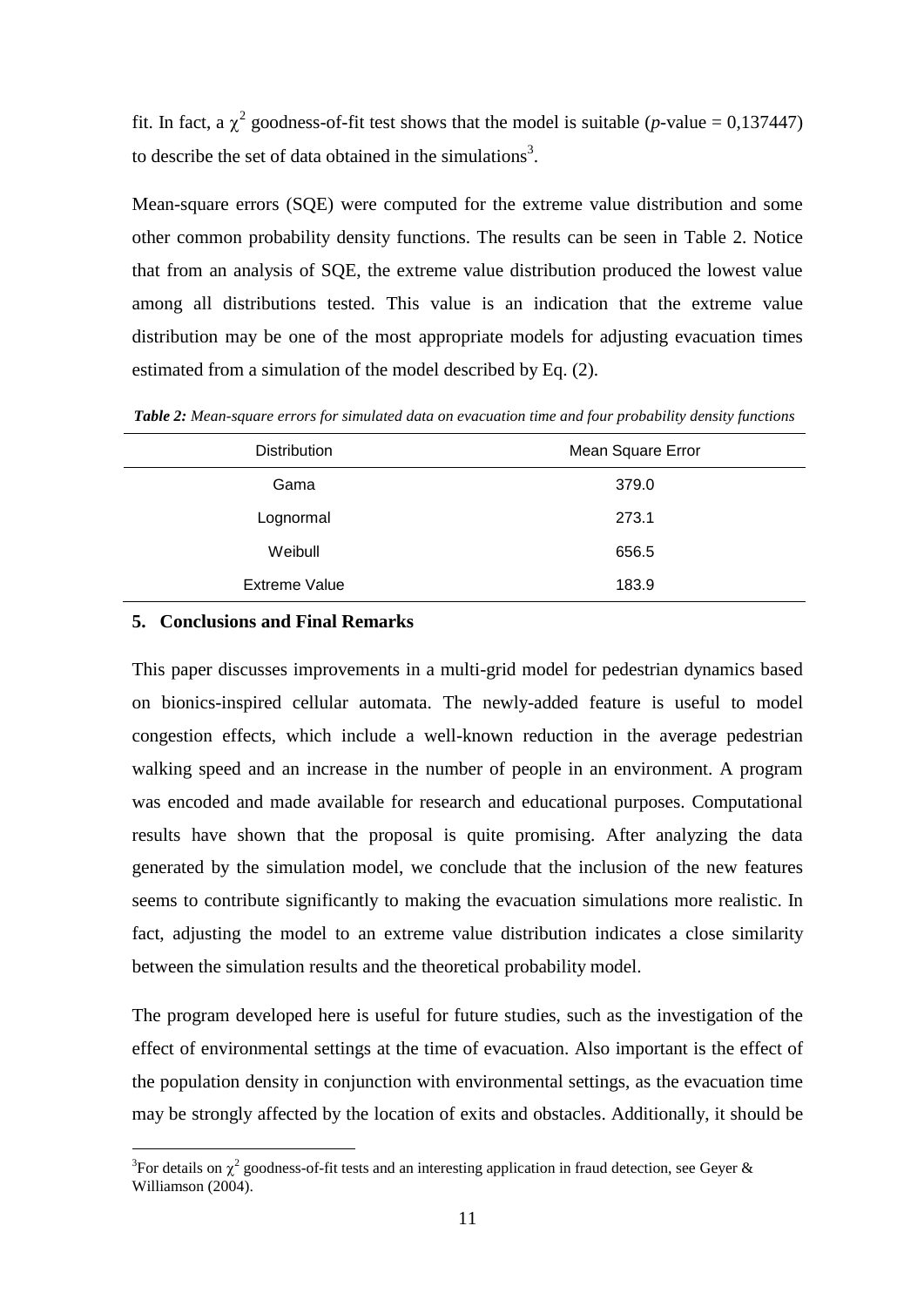fit. In fact, a $\chi^2$ goodness-of-fit test shows that the model is suitable (*p*-value = 0,137447) to describe the set of data obtained in the simulations[3].

Mean-square errors (SQE) were computed for the extreme value distribution and some other common probability density functions. The results can be seen in Table 2. Notice that from an analysis of SQE, the extreme value distribution produced the lowest value among all distributions tested. This value is an indication that the extreme value distribution may be one of the most appropriate models for adjusting evacuation times estimated from a simulation of the model described by Eq. (2).

***Table 2:*** *Mean-square errors for simulated data on evacuation time and four probability density functions*

| Distribution | Mean Square Error |
|---|---|
| Gama | 379.0 |
| Lognormal | 273.1 |
| Weibull | 656.5 |
| Extreme Value | 183.9 |

## 5. Conclusions and Final Remarks

This paper discusses improvements in a multi-grid model for pedestrian dynamics based on bionics-inspired cellular automata. The newly-added feature is useful to model congestion effects, which include a well-known reduction in the average pedestrian walking speed and an increase in the number of people in an environment. A program was encoded and made available for research and educational purposes. Computational results have shown that the proposal is quite promising. After analyzing the data generated by the simulation model, we conclude that the inclusion of the new features seems to contribute significantly to making the evacuation simulations more realistic. In fact, adjusting the model to an extreme value distribution indicates a close similarity between the simulation results and the theoretical probability model.

The program developed here is useful for future studies, such as the investigation of the effect of environmental settings at the time of evacuation. Also important is the effect of the population density in conjunction with environmental settings, as the evacuation time may be strongly affected by the location of exits and obstacles. Additionally, it should be

[3]For details on $\chi^2$ goodness-of-fit tests and an interesting application in fraud detection, see Geyer & Williamson (2004).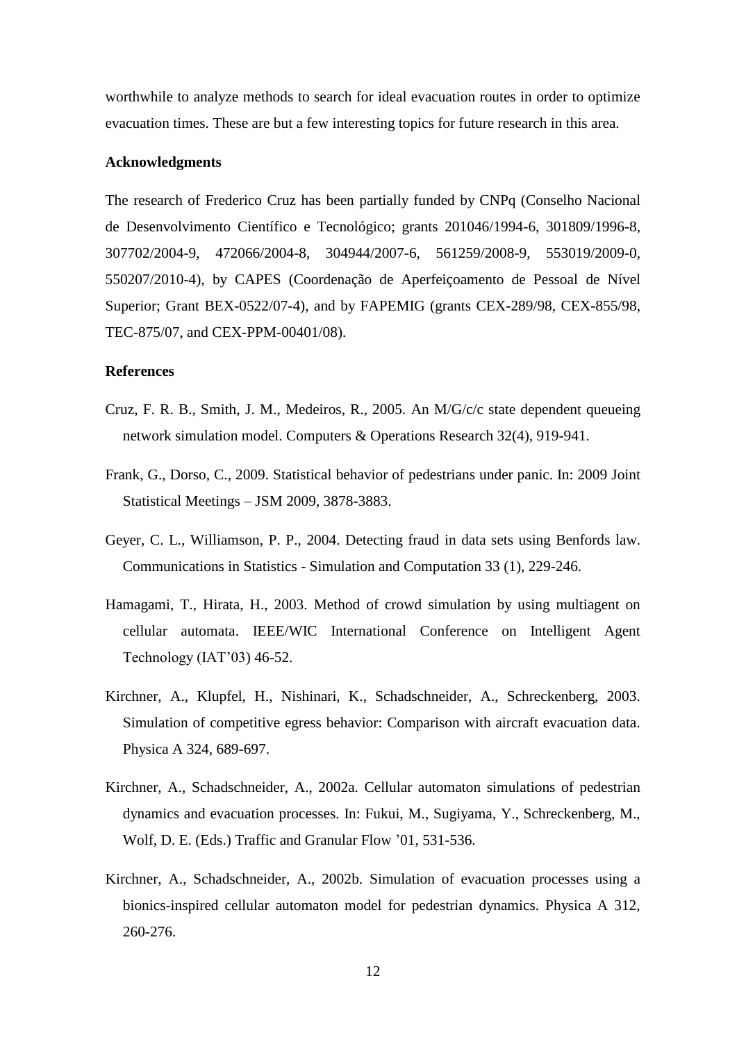worthwhile to analyze methods to search for ideal evacuation routes in order to optimize evacuation times. These are but a few interesting topics for future research in this area.

**Acknowledgments**

The research of Frederico Cruz has been partially funded by CNPq (Conselho Nacional de Desenvolvimento Científico e Tecnológico; grants 201046/1994-6, 301809/1996-8, 307702/2004-9, 472066/2004-8, 304944/2007-6, 561259/2008-9, 553019/2009-0, 550207/2010-4), by CAPES (Coordenação de Aperfeiçoamento de Pessoal de Nível Superior; Grant BEX-0522/07-4), and by FAPEMIG (grants CEX-289/98, CEX-855/98, TEC-875/07, and CEX-PPM-00401/08).

**References**

Cruz, F. R. B., Smith, J. M., Medeiros, R., 2005. An M/G/c/c state dependent queueing network simulation model. Computers & Operations Research 32(4), 919-941.

Frank, G., Dorso, C., 2009. Statistical behavior of pedestrians under panic. In: 2009 Joint Statistical Meetings – JSM 2009, 3878-3883.

Geyer, C. L., Williamson, P. P., 2004. Detecting fraud in data sets using Benfords law. Communications in Statistics - Simulation and Computation 33 (1), 229-246.

Hamagami, T., Hirata, H., 2003. Method of crowd simulation by using multiagent on cellular automata. IEEE/WIC International Conference on Intelligent Agent Technology (IAT'03) 46-52.

Kirchner, A., Klupfel, H., Nishinari, K., Schadschneider, A., Schreckenberg, 2003. Simulation of competitive egress behavior: Comparison with aircraft evacuation data. Physica A 324, 689-697.

Kirchner, A., Schadschneider, A., 2002a. Cellular automaton simulations of pedestrian dynamics and evacuation processes. In: Fukui, M., Sugiyama, Y., Schreckenberg, M., Wolf, D. E. (Eds.) Traffic and Granular Flow '01, 531-536.

Kirchner, A., Schadschneider, A., 2002b. Simulation of evacuation processes using a bionics-inspired cellular automaton model for pedestrian dynamics. Physica A 312, 260-276.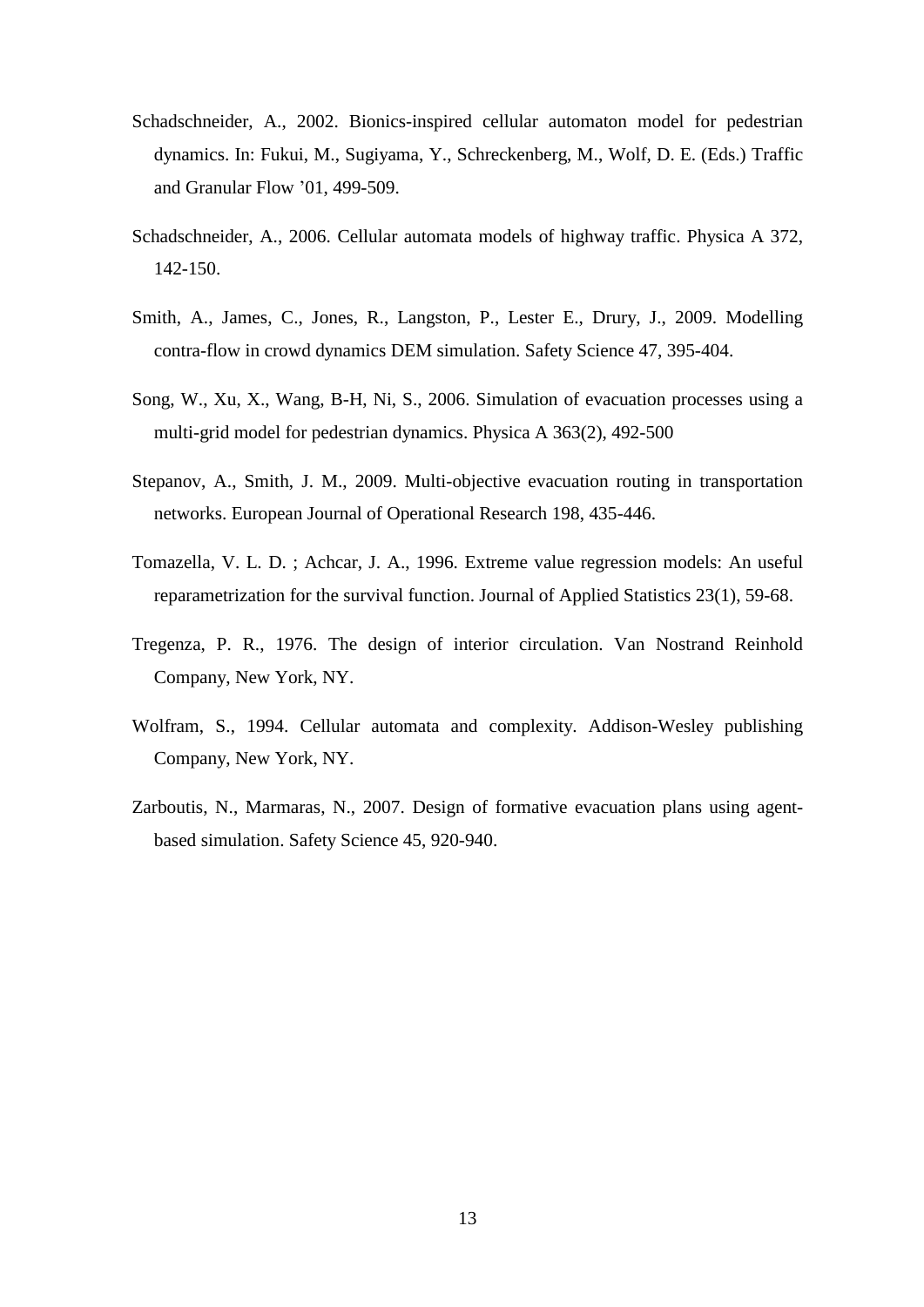Schadschneider, A., 2002. Bionics-inspired cellular automaton model for pedestrian dynamics. In: Fukui, M., Sugiyama, Y., Schreckenberg, M., Wolf, D. E. (Eds.) Traffic and Granular Flow '01, 499-509.

Schadschneider, A., 2006. Cellular automata models of highway traffic. Physica A 372, 142-150.

Smith, A., James, C., Jones, R., Langston, P., Lester E., Drury, J., 2009. Modelling contra-flow in crowd dynamics DEM simulation. Safety Science 47, 395-404.

Song, W., Xu, X., Wang, B-H, Ni, S., 2006. Simulation of evacuation processes using a multi-grid model for pedestrian dynamics. Physica A 363(2), 492-500

Stepanov, A., Smith, J. M., 2009. Multi-objective evacuation routing in transportation networks. European Journal of Operational Research 198, 435-446.

Tomazella, V. L. D. ; Achcar, J. A., 1996. Extreme value regression models: An useful reparametrization for the survival function. Journal of Applied Statistics 23(1), 59-68.

Tregenza, P. R., 1976. The design of interior circulation. Van Nostrand Reinhold Company, New York, NY.

Wolfram, S., 1994. Cellular automata and complexity. Addison-Wesley publishing Company, New York, NY.

Zarboutis, N., Marmaras, N., 2007. Design of formative evacuation plans using agent-based simulation. Safety Science 45, 920-940.